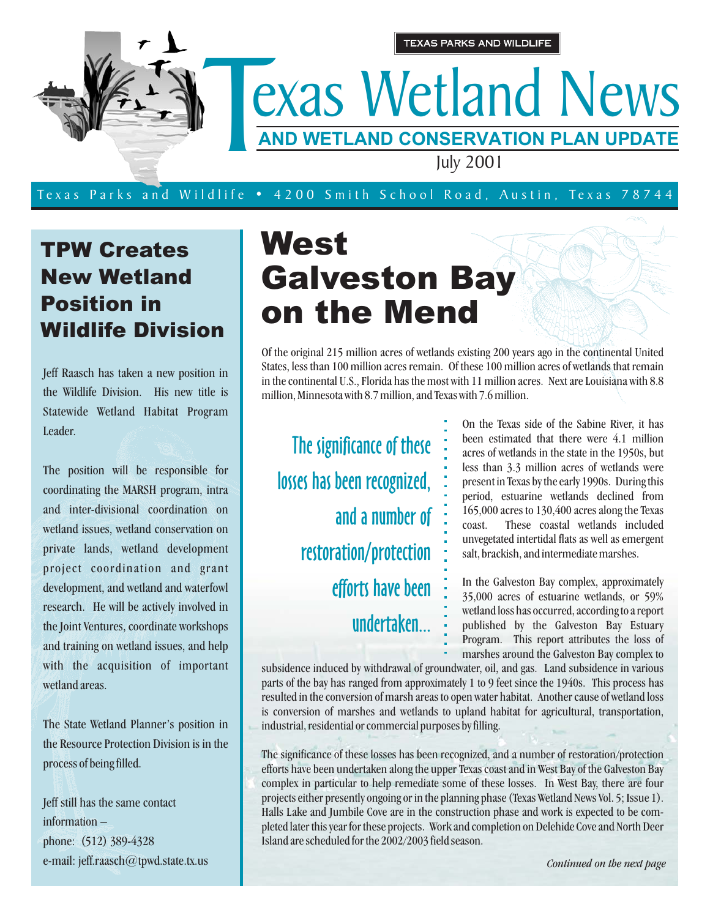TEXAS PARKS AND WILDLIFE

# Texas Wetland News

## AND WETLAND CONSERVATION PLAN UPDATE

July 2001

Texas Parks and Wildlife • 4200 Smith School Road, Austin, Texas 78744

## TPW Creates New Wetland Position in Wildlife Division

Jeff Raasch has taken a new position in the Wildlife Division. His new title is Statewide Wetland Habitat Program Leader.

The position will be responsible for coordinating the MARSH program, intra and inter-divisional coordination on wetland issues, wetland conservation on private lands, wetland development project coordination and grant development, and wetland and waterfowl research. He will be actively involved in the Joint Ventures, coordinate workshops and training on wetland issues, and help with the acquisition of important wetland areas.

The State Wetland Planner's position in the Resource Protection Division is in the process of being filled.

Jeff still has the same contact information –
phone: (512) 389-4328
e-mail: jeff.raasch@tpwd.state.tx.us

# West Galveston Bay on the Mend

Of the original 215 million acres of wetlands existing 200 years ago in the continental United States, less than 100 million acres remain. Of these 100 million acres of wetlands that remain in the continental U.S., Florida has the most with 11 million acres. Next are Louisiana with 8.8 million, Minnesota with 8.7 million, and Texas with 7.6 million.

> The significance of these losses has been recognized, and a number of restoration/protection efforts have been undertaken...

On the Texas side of the Sabine River, it has been estimated that there were 4.1 million acres of wetlands in the state in the 1950s, but less than 3.3 million acres of wetlands were present in Texas by the early 1990s. During this period, estuarine wetlands declined from 165,000 acres to 130,400 acres along the Texas coast. These coastal wetlands included unvegetated intertidal flats as well as emergent salt, brackish, and intermediate marshes.

In the Galveston Bay complex, approximately 35,000 acres of estuarine wetlands, or 59% wetland loss has occurred, according to a report published by the Galveston Bay Estuary Program. This report attributes the loss of marshes around the Galveston Bay complex to subsidence induced by withdrawal of groundwater, oil, and gas. Land subsidence in various parts of the bay has ranged from approximately 1 to 9 feet since the 1940s. This process has resulted in the conversion of marsh areas to open water habitat. Another cause of wetland loss is conversion of marshes and wetlands to upland habitat for agricultural, transportation, industrial, residential or commercial purposes by filling.

The significance of these losses has been recognized, and a number of restoration/protection efforts have been undertaken along the upper Texas coast and in West Bay of the Galveston Bay complex in particular to help remediate some of these losses. In West Bay, there are four projects either presently ongoing or in the planning phase (Texas Wetland News Vol. 5; Issue 1). Halls Lake and Jumbile Cove are in the construction phase and work is expected to be completed later this year for these projects. Work and completion on Delehide Cove and North Deer Island are scheduled for the 2002/2003 field season.

*Continued on the next page*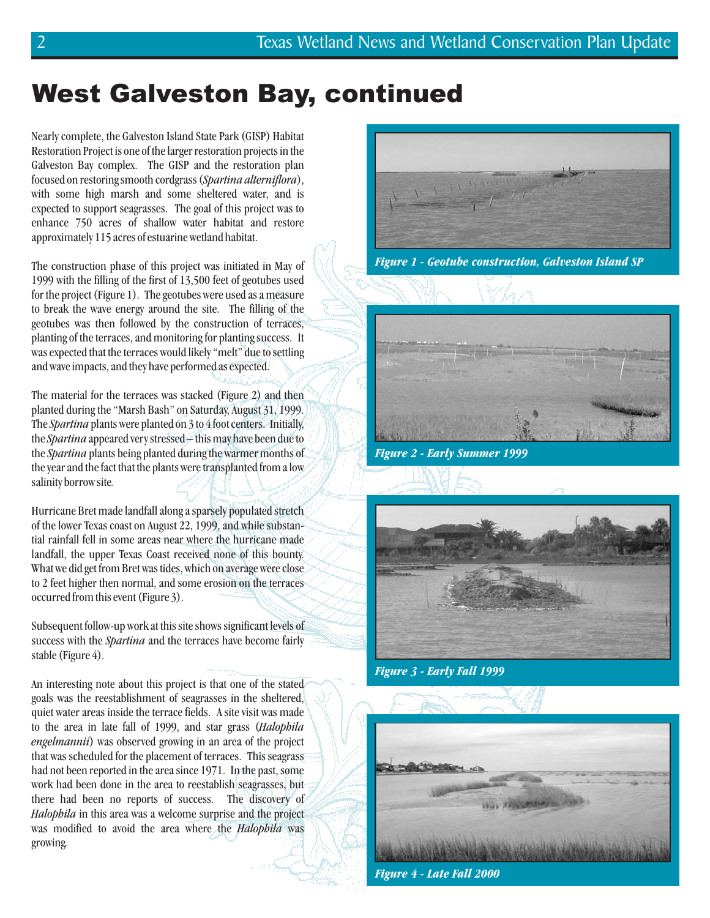# West Galveston Bay, continued

Nearly complete, the Galveston Island State Park (GISP) Habitat Restoration Project is one of the larger restoration projects in the Galveston Bay complex. The GISP and the restoration plan focused on restoring smooth cordgrass (*Spartina alterniflora*), with some high marsh and some sheltered water, and is expected to support seagrasses. The goal of this project was to enhance 750 acres of shallow water habitat and restore approximately 115 acres of estuarine wetland habitat.

The construction phase of this project was initiated in May of 1999 with the filling of the first of 13,500 feet of geotubes used for the project (Figure 1). The geotubes were used as a measure to break the wave energy around the site. The filling of the geotubes was then followed by the construction of terraces, planting of the terraces, and monitoring for planting success. It was expected that the terraces would likely "melt" due to settling and wave impacts, and they have performed as expected.

The material for the terraces was stacked (Figure 2) and then planted during the "Marsh Bash" on Saturday, August 31, 1999. The *Spartina* plants were planted on 3 to 4 foot centers. Initially, the *Spartina* appeared very stressed – this may have been due to the *Spartina* plants being planted during the warmer months of the year and the fact that the plants were transplanted from a low salinity borrow site.

Hurricane Bret made landfall along a sparsely populated stretch of the lower Texas coast on August 22, 1999, and while substantial rainfall fell in some areas near where the hurricane made landfall, the upper Texas Coast received none of this bounty. What we did get from Bret was tides, which on average were close to 2 feet higher then normal, and some erosion on the terraces occurred from this event (Figure 3).

Subsequent follow-up work at this site shows significant levels of success with the *Spartina* and the terraces have become fairly stable (Figure 4).

An interesting note about this project is that one of the stated goals was the reestablishment of seagrasses in the sheltered, quiet water areas inside the terrace fields. A site visit was made to the area in late fall of 1999, and star grass (*Halophila engelmannii*) was observed growing in an area of the project that was scheduled for the placement of terraces. This seagrass had not been reported in the area since 1971. In the past, some work had been done in the area to reestablish seagrasses, but there had been no reports of success. The discovery of *Halophila* in this area was a welcome surprise and the project was modified to avoid the area where the *Halophila* was growing.

***Figure 1 - Geotube construction, Galveston Island SP***

***Figure 2 - Early Summer 1999***

***Figure 3 - Early Fall 1999***

***Figure 4 - Late Fall 2000***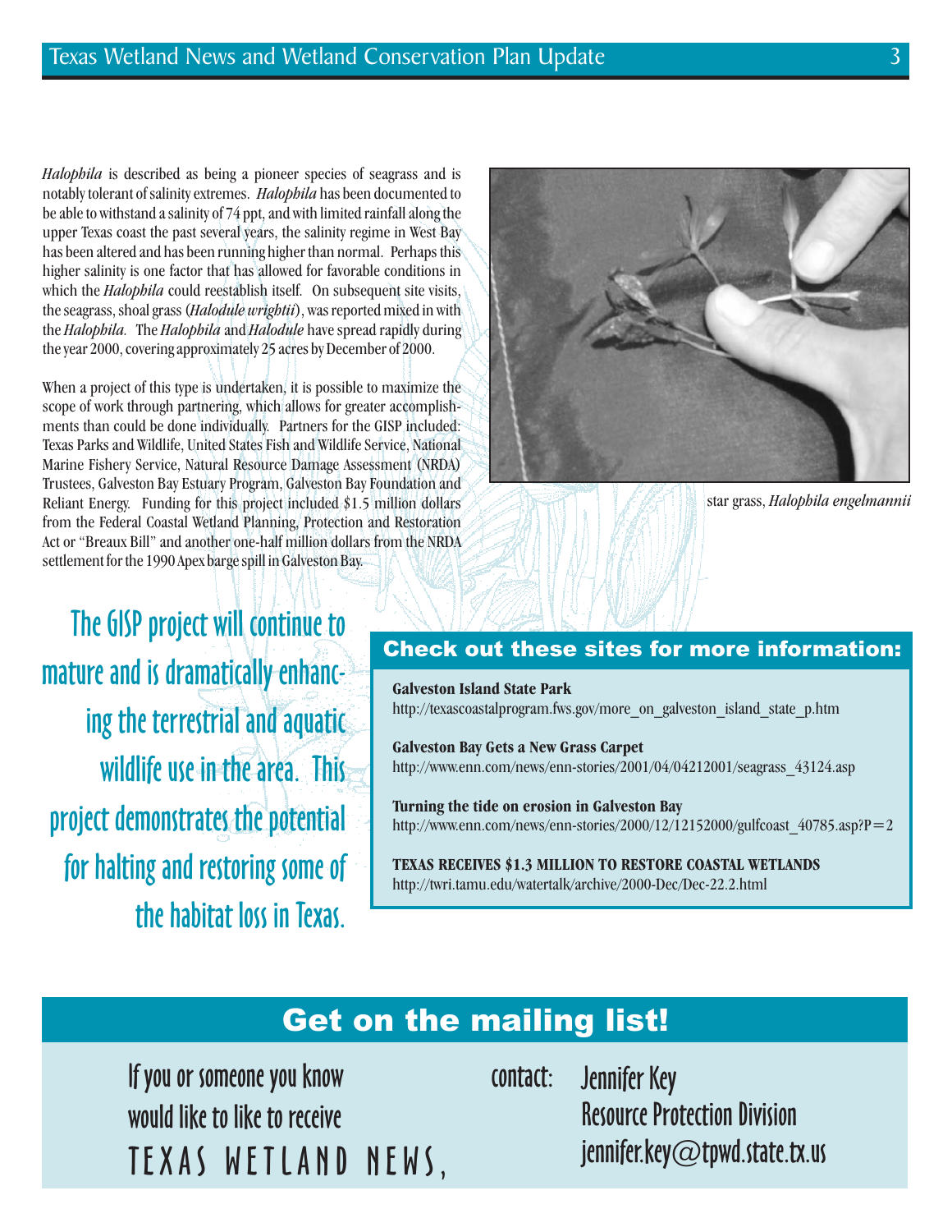*Halophila* is described as being a pioneer species of seagrass and is notably tolerant of salinity extremes. *Halophila* has been documented to be able to withstand a salinity of 74 ppt, and with limited rainfall along the upper Texas coast the past several years, the salinity regime in West Bay has been altered and has been running higher than normal. Perhaps this higher salinity is one factor that has allowed for favorable conditions in which the *Halophila* could reestablish itself. On subsequent site visits, the seagrass, shoal grass (*Halodule wrightii*), was reported mixed in with the *Halophila*. The *Halophila* and *Halodule* have spread rapidly during the year 2000, covering approximately 25 acres by December of 2000.

When a project of this type is undertaken, it is possible to maximize the scope of work through partnering, which allows for greater accomplishments than could be done individually. Partners for the GISP included: Texas Parks and Wildlife, United States Fish and Wildlife Service, National Marine Fishery Service, Natural Resource Damage Assessment (NRDA) Trustees, Galveston Bay Estuary Program, Galveston Bay Foundation and Reliant Energy. Funding for this project included $1.5 million dollars from the Federal Coastal Wetland Planning, Protection and Restoration Act or "Breaux Bill" and another one-half million dollars from the NRDA settlement for the 1990 Apex barge spill in Galveston Bay.

star grass, *Halophila engelmannii*

**The GISP project will continue to mature and is dramatically enhancing the terrestrial and aquatic wildlife use in the area. This project demonstrates the potential for halting and restoring some of the habitat loss in Texas.**

## Check out these sites for more information:

**Galveston Island State Park**
http://texascoastalprogram.fws.gov/more_on_galveston_island_state_p.htm

**Galveston Bay Gets a New Grass Carpet**
http://www.enn.com/news/enn-stories/2001/04/04212001/seagrass_43124.asp

**Turning the tide on erosion in Galveston Bay**
http://www.enn.com/news/enn-stories/2000/12/12152000/gulfcoast_40785.asp?P=2

**TEXAS RECEIVES $1.3 MILLION TO RESTORE COASTAL WETLANDS**
http://twri.tamu.edu/watertalk/archive/2000-Dec/Dec-22.2.html

## Get on the mailing list!

If you or someone you know would like to like to receive TEXAS WETLAND NEWS,

contact: Jennifer Key
Resource Protection Division
jennifer.key@tpwd.state.tx.us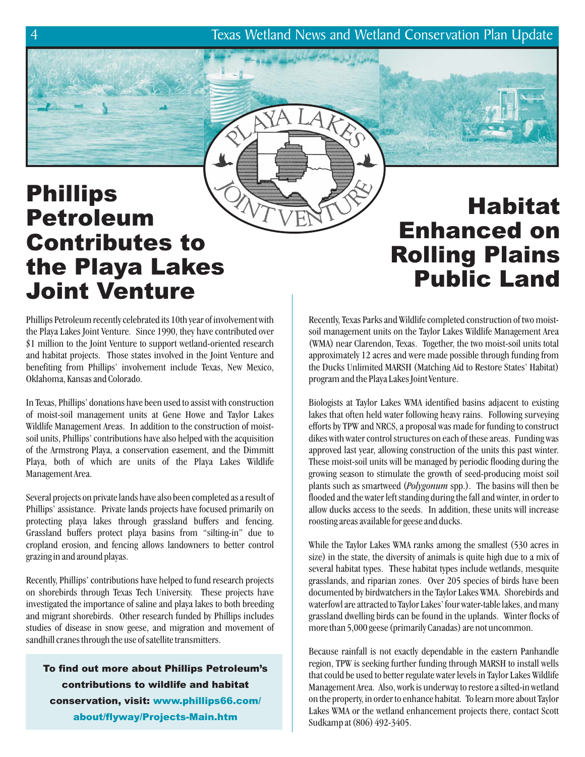# Phillips Petroleum Contributes to the Playa Lakes Joint Venture

Phillips Petroleum recently celebrated its 10th year of involvement with the Playa Lakes Joint Venture. Since 1990, they have contributed over $1 million to the Joint Venture to support wetland-oriented research and habitat projects. Those states involved in the Joint Venture and benefiting from Phillips' involvement include Texas, New Mexico, Oklahoma, Kansas and Colorado.

In Texas, Phillips' donations have been used to assist with construction of moist-soil management units at Gene Howe and Taylor Lakes Wildlife Management Areas. In addition to the construction of moist-soil units, Phillips' contributions have also helped with the acquisition of the Armstrong Playa, a conservation easement, and the Dimmitt Playa, both of which are units of the Playa Lakes Wildlife Management Area.

Several projects on private lands have also been completed as a result of Phillips' assistance. Private lands projects have focused primarily on protecting playa lakes through grassland buffers and fencing. Grassland buffers protect playa basins from "silting-in" due to cropland erosion, and fencing allows landowners to better control grazing in and around playas.

Recently, Phillips' contributions have helped to fund research projects on shorebirds through Texas Tech University. These projects have investigated the importance of saline and playa lakes to both breeding and migrant shorebirds. Other research funded by Phillips includes studies of disease in snow geese, and migration and movement of sandhill cranes through the use of satellite transmitters.

**To find out more about Phillips Petroleum's contributions to wildlife and habitat conservation, visit: www.phillips66.com/about/flyway/Projects-Main.htm**

# Habitat Enhanced on Rolling Plains Public Land

Recently, Texas Parks and Wildlife completed construction of two moist-soil management units on the Taylor Lakes Wildlife Management Area (WMA) near Clarendon, Texas. Together, the two moist-soil units total approximately 12 acres and were made possible through funding from the Ducks Unlimited MARSH (Matching Aid to Restore States' Habitat) program and the Playa Lakes Joint Venture.

Biologists at Taylor Lakes WMA identified basins adjacent to existing lakes that often held water following heavy rains. Following surveying efforts by TPW and NRCS, a proposal was made for funding to construct dikes with water control structures on each of these areas. Funding was approved last year, allowing construction of the units this past winter. These moist-soil units will be managed by periodic flooding during the growing season to stimulate the growth of seed-producing moist soil plants such as smartweed (*Polygonum* spp.). The basins will then be flooded and the water left standing during the fall and winter, in order to allow ducks access to the seeds. In addition, these units will increase roosting areas available for geese and ducks.

While the Taylor Lakes WMA ranks among the smallest (530 acres in size) in the state, the diversity of animals is quite high due to a mix of several habitat types. These habitat types include wetlands, mesquite grasslands, and riparian zones. Over 205 species of birds have been documented by birdwatchers in the Taylor Lakes WMA. Shorebirds and waterfowl are attracted to Taylor Lakes' four water-table lakes, and many grassland dwelling birds can be found in the uplands. Winter flocks of more than 5,000 geese (primarily Canadas) are not uncommon.

Because rainfall is not exactly dependable in the eastern Panhandle region, TPW is seeking further funding through MARSH to install wells that could be used to better regulate water levels in Taylor Lakes Wildlife Management Area. Also, work is underway to restore a silted-in wetland on the property, in order to enhance habitat. To learn more about Taylor Lakes WMA or the wetland enhancement projects there, contact Scott Sudkamp at (806) 492-3405.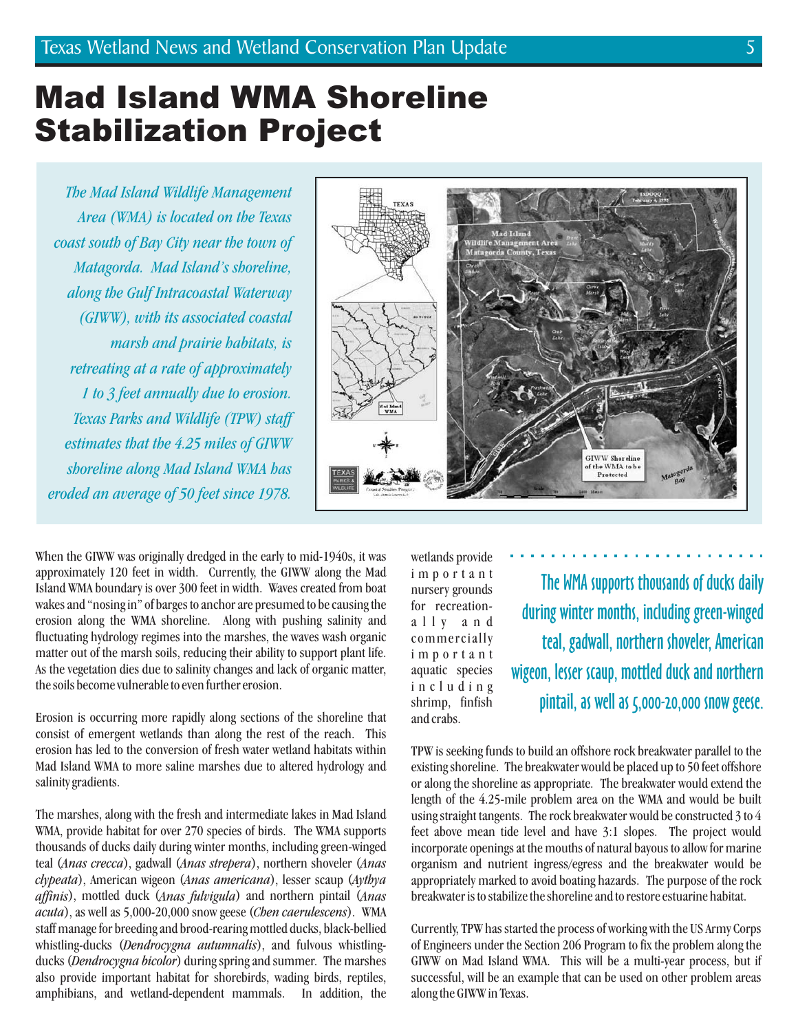# Mad Island WMA Shoreline Stabilization Project

*The Mad Island Wildlife Management Area (WMA) is located on the Texas coast south of Bay City near the town of Matagorda. Mad Island's shoreline, along the Gulf Intracoastal Waterway (GIWW), with its associated coastal marsh and prairie habitats, is retreating at a rate of approximately 1 to 3 feet annually due to erosion. Texas Parks and Wildlife (TPW) staff estimates that the 4.25 miles of GIWW shoreline along Mad Island WMA has eroded an average of 50 feet since 1978.*

When the GIWW was originally dredged in the early to mid-1940s, it was approximately 120 feet in width. Currently, the GIWW along the Mad Island WMA boundary is over 300 feet in width. Waves created from boat wakes and "nosing in" of barges to anchor are presumed to be causing the erosion along the WMA shoreline. Along with pushing salinity and fluctuating hydrology regimes into the marshes, the waves wash organic matter out of the marsh soils, reducing their ability to support plant life. As the vegetation dies due to salinity changes and lack of organic matter, the soils become vulnerable to even further erosion.

Erosion is occurring more rapidly along sections of the shoreline that consist of emergent wetlands than along the rest of the reach. This erosion has led to the conversion of fresh water wetland habitats within Mad Island WMA to more saline marshes due to altered hydrology and salinity gradients.

The marshes, along with the fresh and intermediate lakes in Mad Island WMA, provide habitat for over 270 species of birds. The WMA supports thousands of ducks daily during winter months, including green-winged teal (*Anas crecca*), gadwall (*Anas strepera*), northern shoveler (*Anas clypeata*), American wigeon (*Anas americana*), lesser scaup (*Aythya affinis*), mottled duck (*Anas fulvigula*) and northern pintail (*Anas acuta*), as well as 5,000-20,000 snow geese (*Chen caerulescens*). WMA staff manage for breeding and brood-rearing mottled ducks, black-bellied whistling-ducks (*Dendrocygna autumnalis*), and fulvous whistling-ducks (*Dendrocygna bicolor*) during spring and summer. The marshes also provide important habitat for shorebirds, wading birds, reptiles, amphibians, and wetland-dependent mammals. In addition, the wetlands provide important nursery grounds for recreationally and commercially important aquatic species including shrimp, finfish and crabs.

**The WMA supports thousands of ducks daily during winter months, including green-winged teal, gadwall, northern shoveler, American wigeon, lesser scaup, mottled duck and northern pintail, as well as 5,000-20,000 snow geese.**

TPW is seeking funds to build an offshore rock breakwater parallel to the existing shoreline. The breakwater would be placed up to 50 feet offshore or along the shoreline as appropriate. The breakwater would extend the length of the 4.25-mile problem area on the WMA and would be built using straight tangents. The rock breakwater would be constructed 3 to 4 feet above mean tide level and have 3:1 slopes. The project would incorporate openings at the mouths of natural bayous to allow for marine organism and nutrient ingress/egress and the breakwater would be appropriately marked to avoid boating hazards. The purpose of the rock breakwater is to stabilize the shoreline and to restore estuarine habitat.

Currently, TPW has started the process of working with the US Army Corps of Engineers under the Section 206 Program to fix the problem along the GIWW on Mad Island WMA. This will be a multi-year process, but if successful, will be an example that can be used on other problem areas along the GIWW in Texas.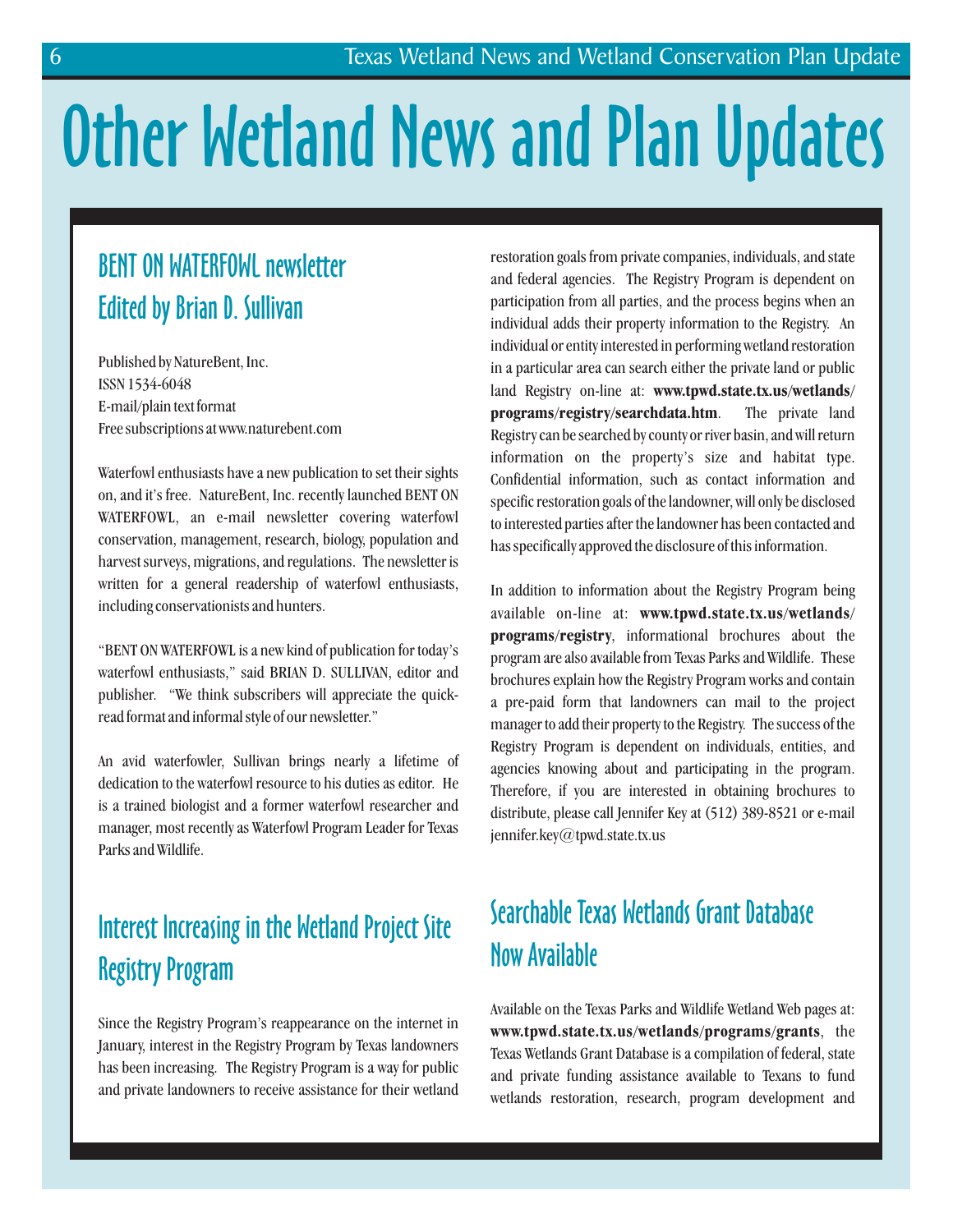# Other Wetland News and Plan Updates

## BENT ON WATERFOWL newsletter
## Edited by Brian D. Sullivan

Published by NatureBent, Inc.
ISSN 1534-6048
E-mail/plain text format
Free subscriptions at www.naturebent.com

Waterfowl enthusiasts have a new publication to set their sights on, and it's free. NatureBent, Inc. recently launched BENT ON WATERFOWL, an e-mail newsletter covering waterfowl conservation, management, research, biology, population and harvest surveys, migrations, and regulations. The newsletter is written for a general readership of waterfowl enthusiasts, including conservationists and hunters.

"BENT ON WATERFOWL is a new kind of publication for today's waterfowl enthusiasts," said BRIAN D. SULLIVAN, editor and publisher. "We think subscribers will appreciate the quick-read format and informal style of our newsletter."

An avid waterfowler, Sullivan brings nearly a lifetime of dedication to the waterfowl resource to his duties as editor. He is a trained biologist and a former waterfowl researcher and manager, most recently as Waterfowl Program Leader for Texas Parks and Wildlife.

## Interest Increasing in the Wetland Project Site Registry Program

Since the Registry Program's reappearance on the internet in January, interest in the Registry Program by Texas landowners has been increasing. The Registry Program is a way for public and private landowners to receive assistance for their wetland restoration goals from private companies, individuals, and state and federal agencies. The Registry Program is dependent on participation from all parties, and the process begins when an individual adds their property information to the Registry. An individual or entity interested in performing wetland restoration in a particular area can search either the private land or public land Registry on-line at: **www.tpwd.state.tx.us/wetlands/programs/registry/searchdata.htm**. The private land Registry can be searched by county or river basin, and will return information on the property's size and habitat type. Confidential information, such as contact information and specific restoration goals of the landowner, will only be disclosed to interested parties after the landowner has been contacted and has specifically approved the disclosure of this information.

In addition to information about the Registry Program being available on-line at: **www.tpwd.state.tx.us/wetlands/programs/registry**, informational brochures about the program are also available from Texas Parks and Wildlife. These brochures explain how the Registry Program works and contain a pre-paid form that landowners can mail to the project manager to add their property to the Registry. The success of the Registry Program is dependent on individuals, entities, and agencies knowing about and participating in the program. Therefore, if you are interested in obtaining brochures to distribute, please call Jennifer Key at (512) 389-8521 or e-mail jennifer.key@tpwd.state.tx.us

## Searchable Texas Wetlands Grant Database Now Available

Available on the Texas Parks and Wildlife Wetland Web pages at: **www.tpwd.state.tx.us/wetlands/programs/grants**, the Texas Wetlands Grant Database is a compilation of federal, state and private funding assistance available to Texans to fund wetlands restoration, research, program development and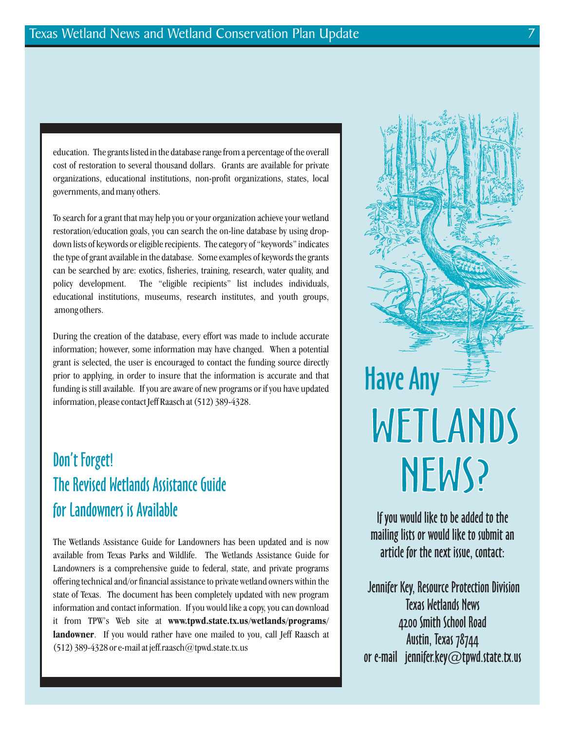education. The grants listed in the database range from a percentage of the overall cost of restoration to several thousand dollars. Grants are available for private organizations, educational institutions, non-profit organizations, states, local governments, and many others.

To search for a grant that may help you or your organization achieve your wetland restoration/education goals, you can search the on-line database by using drop-down lists of keywords or eligible recipients. The category of "keywords" indicates the type of grant available in the database. Some examples of keywords the grants can be searched by are: exotics, fisheries, training, research, water quality, and policy development. The "eligible recipients" list includes individuals, educational institutions, museums, research institutes, and youth groups, among others.

During the creation of the database, every effort was made to include accurate information; however, some information may have changed. When a potential grant is selected, the user is encouraged to contact the funding source directly prior to applying, in order to insure that the information is accurate and that funding is still available. If you are aware of new programs or if you have updated information, please contact Jeff Raasch at (512) 389-4328.

## Don't Forget! The Revised Wetlands Assistance Guide for Landowners is Available

The Wetlands Assistance Guide for Landowners has been updated and is now available from Texas Parks and Wildlife. The Wetlands Assistance Guide for Landowners is a comprehensive guide to federal, state, and private programs offering technical and/or financial assistance to private wetland owners within the state of Texas. The document has been completely updated with new program information and contact information. If you would like a copy, you can download it from TPW's Web site at **www.tpwd.state.tx.us/wetlands/programs/landowner**. If you would rather have one mailed to you, call Jeff Raasch at (512) 389-4328 or e-mail at jeff.raasch@tpwd.state.tx.us

## Have Any WETLANDS NEWS?

**If you would like to be added to the mailing lists or would like to submit an article for the next issue, contact:**

**Jennifer Key, Resource Protection Division**
**Texas Wetlands News**
**4200 Smith School Road**
**Austin, Texas 78744**
**or e-mail jennifer.key@tpwd.state.tx.us**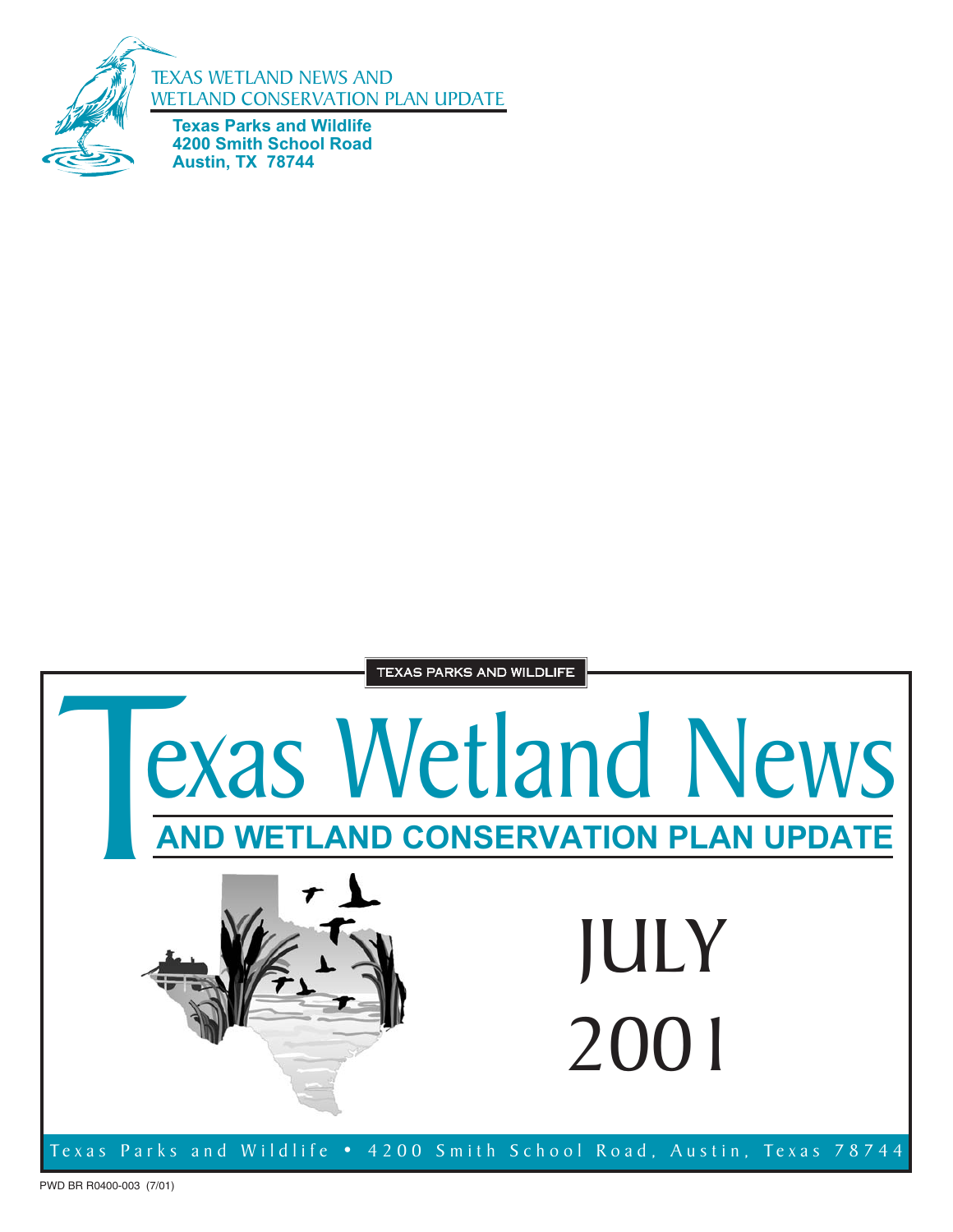TEXAS WETLAND NEWS AND
WETLAND CONSERVATION PLAN UPDATE

**Texas Parks and Wildlife**
**4200 Smith School Road**
**Austin, TX 78744**

TEXAS PARKS AND WILDLIFE

# Texas Wetland News

## AND WETLAND CONSERVATION PLAN UPDATE

JULY
2001

Texas Parks and Wildlife • 4200 Smith School Road, Austin, Texas 78744

PWD BR R0400-003 (7/01)